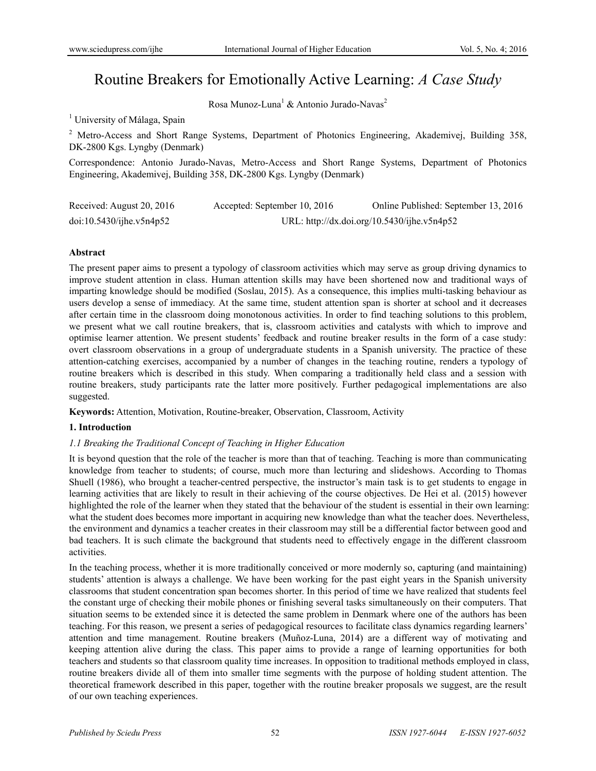# Routine Breakers for Emotionally Active Learning: *A Case Study*

Rosa Munoz-Luna[1] & Antonio Jurado-Navas[2]

[1] University of Málaga, Spain

[2] Metro-Access and Short Range Systems, Department of Photonics Engineering, Akademivej, Building 358, DK-2800 Kgs. Lyngby (Denmark)

Correspondence: Antonio Jurado-Navas, Metro-Access and Short Range Systems, Department of Photonics Engineering, Akademivej, Building 358, DK-2800 Kgs. Lyngby (Denmark)

Received: August 20, 2016 Accepted: September 10, 2016 Online Published: September 13, 2016

doi:10.5430/ijhe.v5n4p52 URL: http://dx.doi.org/10.5430/ijhe.v5n4p52

**Abstract**

The present paper aims to present a typology of classroom activities which may serve as group driving dynamics to improve student attention in class. Human attention skills may have been shortened now and traditional ways of imparting knowledge should be modified (Soslau, 2015). As a consequence, this implies multi-tasking behaviour as users develop a sense of immediacy. At the same time, student attention span is shorter at school and it decreases after certain time in the classroom doing monotonous activities. In order to find teaching solutions to this problem, we present what we call routine breakers, that is, classroom activities and catalysts with which to improve and optimise learner attention. We present students' feedback and routine breaker results in the form of a case study: overt classroom observations in a group of undergraduate students in a Spanish university. The practice of these attention-catching exercises, accompanied by a number of changes in the teaching routine, renders a typology of routine breakers which is described in this study. When comparing a traditionally held class and a session with routine breakers, study participants rate the latter more positively. Further pedagogical implementations are also suggested.

**Keywords:** Attention, Motivation, Routine-breaker, Observation, Classroom, Activity

## 1. Introduction

### *1.1 Breaking the Traditional Concept of Teaching in Higher Education*

It is beyond question that the role of the teacher is more than that of teaching. Teaching is more than communicating knowledge from teacher to students; of course, much more than lecturing and slideshows. According to Thomas Shuell (1986), who brought a teacher-centred perspective, the instructor's main task is to get students to engage in learning activities that are likely to result in their achieving of the course objectives. De Hei et al. (2015) however highlighted the role of the learner when they stated that the behaviour of the student is essential in their own learning: what the student does becomes more important in acquiring new knowledge than what the teacher does. Nevertheless, the environment and dynamics a teacher creates in their classroom may still be a differential factor between good and bad teachers. It is such climate the background that students need to effectively engage in the different classroom activities.

In the teaching process, whether it is more traditionally conceived or more modernly so, capturing (and maintaining) students' attention is always a challenge. We have been working for the past eight years in the Spanish university classrooms that student concentration span becomes shorter. In this period of time we have realized that students feel the constant urge of checking their mobile phones or finishing several tasks simultaneously on their computers. That situation seems to be extended since it is detected the same problem in Denmark where one of the authors has been teaching. For this reason, we present a series of pedagogical resources to facilitate class dynamics regarding learners' attention and time management. Routine breakers (Muñoz-Luna, 2014) are a different way of motivating and keeping attention alive during the class. This paper aims to provide a range of learning opportunities for both teachers and students so that classroom quality time increases. In opposition to traditional methods employed in class, routine breakers divide all of them into smaller time segments with the purpose of holding student attention. The theoretical framework described in this paper, together with the routine breaker proposals we suggest, are the result of our own teaching experiences.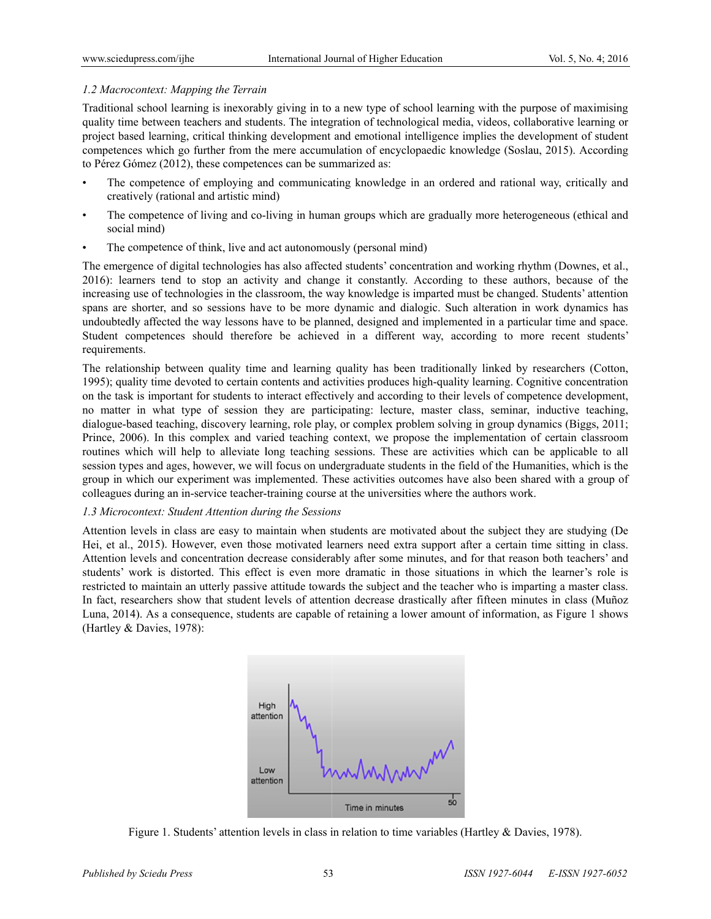### 1.2 Macrocontext: Mapping the Terrain

Traditional school learning is inexorably giving in to a new type of school learning with the purpose of maximising quality time between teachers and students. The integration of technological media, videos, collaborative learning or project based learning, critical thinking development and emotional intelligence implies the development of student competences which go further from the mere accumulation of encyclopaedic knowledge (Soslau, 2015). According to Pérez Gómez (2012), these competences can be summarized as:

- The competence of employing and communicating knowledge in an ordered and rational way, critically and creatively (rational and artistic mind)
- The competence of living and co-living in human groups which are gradually more heterogeneous (ethical and social mind)
- The competence of think, live and act autonomously (personal mind)

The emergence of digital technologies has also affected students' concentration and working rhythm (Downes, et al., 2016): learners tend to stop an activity and change it constantly. According to these authors, because of the increasing use of technologies in the classroom, the way knowledge is imparted must be changed. Students' attention spans are shorter, and so sessions have to be more dynamic and dialogic. Such alteration in work dynamics has undoubtedly affected the way lessons have to be planned, designed and implemented in a particular time and space. Student competences should therefore be achieved in a different way, according to more recent students' requirements.

The relationship between quality time and learning quality has been traditionally linked by researchers (Cotton, 1995); quality time devoted to certain contents and activities produces high-quality learning. Cognitive concentration on the task is important for students to interact effectively and according to their levels of competence development, no matter in what type of session they are participating: lecture, master class, seminar, inductive teaching, dialogue-based teaching, discovery learning, role play, or complex problem solving in group dynamics (Biggs, 2011; Prince, 2006). In this complex and varied teaching context, we propose the implementation of certain classroom routines which will help to alleviate long teaching sessions. These are activities which can be applicable to all session types and ages, however, we will focus on undergraduate students in the field of the Humanities, which is the group in which our experiment was implemented. These activities outcomes have also been shared with a group of colleagues during an in-service teacher-training course at the universities where the authors work.

### 1.3 Microcontext: Student Attention during the Sessions

Attention levels in class are easy to maintain when students are motivated about the subject they are studying (De Hei, et al., 2015). However, even those motivated learners need extra support after a certain time sitting in class. Attention levels and concentration decrease considerably after some minutes, and for that reason both teachers' and students' work is distorted. This effect is even more dramatic in those situations in which the learner's role is restricted to maintain an utterly passive attitude towards the subject and the teacher who is imparting a master class. In fact, researchers show that student levels of attention decrease drastically after fifteen minutes in class (Muñoz Luna, 2014). As a consequence, students are capable of retaining a lower amount of information, as Figure 1 shows (Hartley & Davies, 1978):

High attention

Low attention

Time in minutes

50

Figure 1. Students' attention levels in class in relation to time variables (Hartley & Davies, 1978).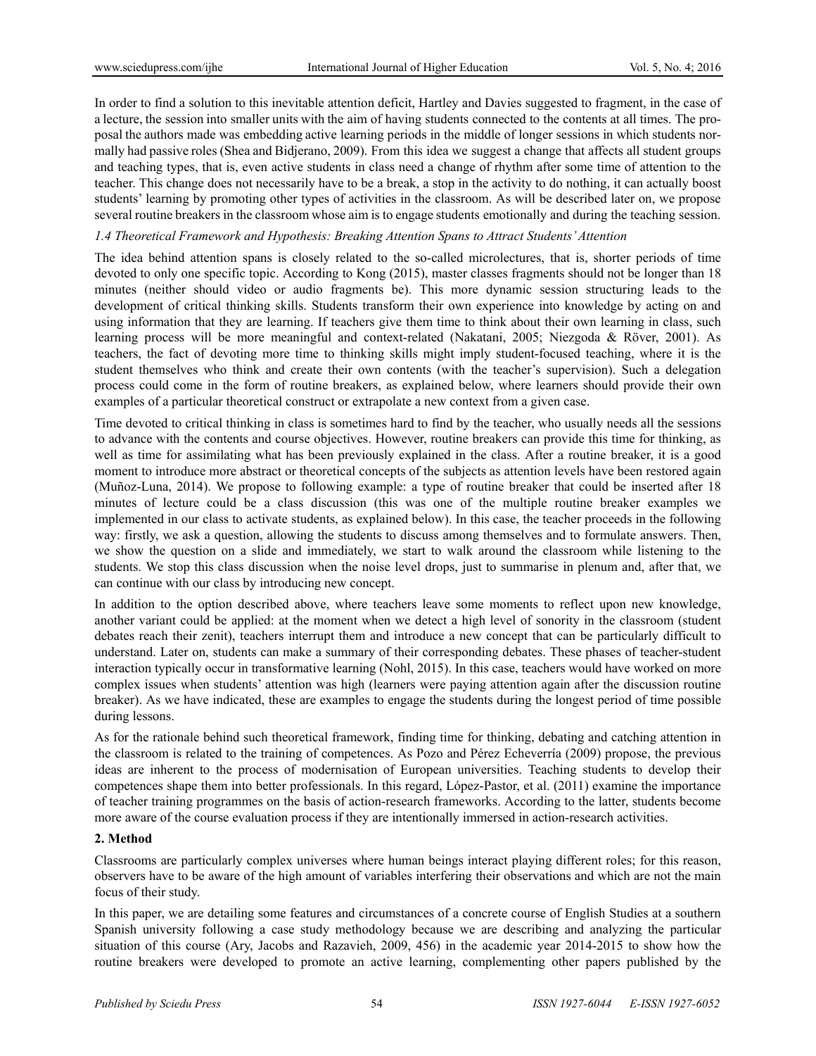In order to find a solution to this inevitable attention deficit, Hartley and Davies suggested to fragment, in the case of a lecture, the session into smaller units with the aim of having students connected to the contents at all times. The proposal the authors made was embedding active learning periods in the middle of longer sessions in which students normally had passive roles (Shea and Bidjerano, 2009). From this idea we suggest a change that affects all student groups and teaching types, that is, even active students in class need a change of rhythm after some time of attention to the teacher. This change does not necessarily have to be a break, a stop in the activity to do nothing, it can actually boost students' learning by promoting other types of activities in the classroom. As will be described later on, we propose several routine breakers in the classroom whose aim is to engage students emotionally and during the teaching session.

### *1.4 Theoretical Framework and Hypothesis: Breaking Attention Spans to Attract Students' Attention*

The idea behind attention spans is closely related to the so-called microlectures, that is, shorter periods of time devoted to only one specific topic. According to Kong (2015), master classes fragments should not be longer than 18 minutes (neither should video or audio fragments be). This more dynamic session structuring leads to the development of critical thinking skills. Students transform their own experience into knowledge by acting on and using information that they are learning. If teachers give them time to think about their own learning in class, such learning process will be more meaningful and context-related (Nakatani, 2005; Niezgoda & Röver, 2001). As teachers, the fact of devoting more time to thinking skills might imply student-focused teaching, where it is the student themselves who think and create their own contents (with the teacher's supervision). Such a delegation process could come in the form of routine breakers, as explained below, where learners should provide their own examples of a particular theoretical construct or extrapolate a new context from a given case.

Time devoted to critical thinking in class is sometimes hard to find by the teacher, who usually needs all the sessions to advance with the contents and course objectives. However, routine breakers can provide this time for thinking, as well as time for assimilating what has been previously explained in the class. After a routine breaker, it is a good moment to introduce more abstract or theoretical concepts of the subjects as attention levels have been restored again (Muñoz-Luna, 2014). We propose to following example: a type of routine breaker that could be inserted after 18 minutes of lecture could be a class discussion (this was one of the multiple routine breaker examples we implemented in our class to activate students, as explained below). In this case, the teacher proceeds in the following way: firstly, we ask a question, allowing the students to discuss among themselves and to formulate answers. Then, we show the question on a slide and immediately, we start to walk around the classroom while listening to the students. We stop this class discussion when the noise level drops, just to summarise in plenum and, after that, we can continue with our class by introducing new concept.

In addition to the option described above, where teachers leave some moments to reflect upon new knowledge, another variant could be applied: at the moment when we detect a high level of sonority in the classroom (student debates reach their zenit), teachers interrupt them and introduce a new concept that can be particularly difficult to understand. Later on, students can make a summary of their corresponding debates. These phases of teacher-student interaction typically occur in transformative learning (Nohl, 2015). In this case, teachers would have worked on more complex issues when students' attention was high (learners were paying attention again after the discussion routine breaker). As we have indicated, these are examples to engage the students during the longest period of time possible during lessons.

As for the rationale behind such theoretical framework, finding time for thinking, debating and catching attention in the classroom is related to the training of competences. As Pozo and Pérez Echeverría (2009) propose, the previous ideas are inherent to the process of modernisation of European universities. Teaching students to develop their competences shape them into better professionals. In this regard, López-Pastor, et al. (2011) examine the importance of teacher training programmes on the basis of action-research frameworks. According to the latter, students become more aware of the course evaluation process if they are intentionally immersed in action-research activities.

## 2. Method

Classrooms are particularly complex universes where human beings interact playing different roles; for this reason, observers have to be aware of the high amount of variables interfering their observations and which are not the main focus of their study.

In this paper, we are detailing some features and circumstances of a concrete course of English Studies at a southern Spanish university following a case study methodology because we are describing and analyzing the particular situation of this course (Ary, Jacobs and Razavieh, 2009, 456) in the academic year 2014-2015 to show how the routine breakers were developed to promote an active learning, complementing other papers published by the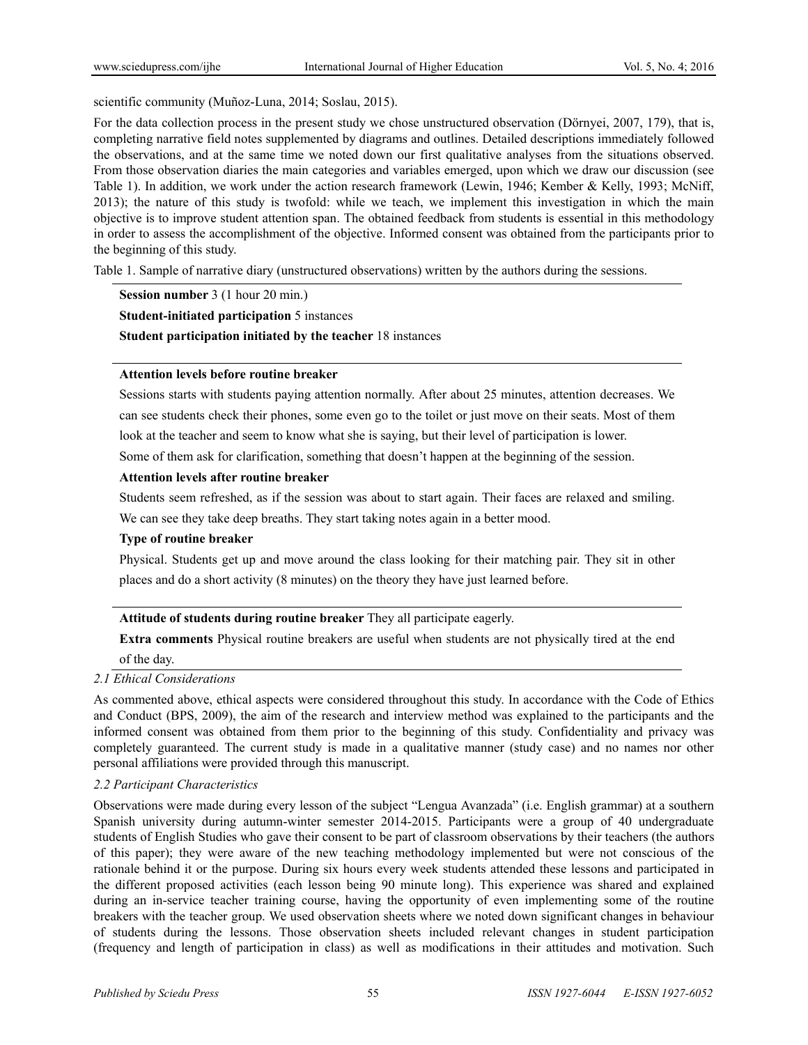scientific community (Muñoz-Luna, 2014; Soslau, 2015).

For the data collection process in the present study we chose unstructured observation (Dörnyei, 2007, 179), that is, completing narrative field notes supplemented by diagrams and outlines. Detailed descriptions immediately followed the observations, and at the same time we noted down our first qualitative analyses from the situations observed. From those observation diaries the main categories and variables emerged, upon which we draw our discussion (see Table 1). In addition, we work under the action research framework (Lewin, 1946; Kember & Kelly, 1993; McNiff, 2013); the nature of this study is twofold: while we teach, we implement this investigation in which the main objective is to improve student attention span. The obtained feedback from students is essential in this methodology in order to assess the accomplishment of the objective. Informed consent was obtained from the participants prior to the beginning of this study.

Table 1. Sample of narrative diary (unstructured observations) written by the authors during the sessions.

| |
|---|
| **Session number** 3 (1 hour 20 min.)<br>**Student-initiated participation** 5 instances<br>**Student participation initiated by the teacher** 18 instances |
| **Attention levels before routine breaker**<br>Sessions starts with students paying attention normally. After about 25 minutes, attention decreases. We can see students check their phones, some even go to the toilet or just move on their seats. Most of them look at the teacher and seem to know what she is saying, but their level of participation is lower.<br>Some of them ask for clarification, something that doesn't happen at the beginning of the session.<br>**Attention levels after routine breaker**<br>Students seem refreshed, as if the session was about to start again. Their faces are relaxed and smiling. We can see they take deep breaths. They start taking notes again in a better mood.<br>**Type of routine breaker**<br>Physical. Students get up and move around the class looking for their matching pair. They sit in other places and do a short activity (8 minutes) on the theory they have just learned before. |
| **Attitude of students during routine breaker** They all participate eagerly.<br>**Extra comments** Physical routine breakers are useful when students are not physically tired at the end of the day. |

### *2.1 Ethical Considerations*

As commented above, ethical aspects were considered throughout this study. In accordance with the Code of Ethics and Conduct (BPS, 2009), the aim of the research and interview method was explained to the participants and the informed consent was obtained from them prior to the beginning of this study. Confidentiality and privacy was completely guaranteed. The current study is made in a qualitative manner (study case) and no names nor other personal affiliations were provided through this manuscript.

### *2.2 Participant Characteristics*

Observations were made during every lesson of the subject "Lengua Avanzada" (i.e. English grammar) at a southern Spanish university during autumn-winter semester 2014-2015. Participants were a group of 40 undergraduate students of English Studies who gave their consent to be part of classroom observations by their teachers (the authors of this paper); they were aware of the new teaching methodology implemented but were not conscious of the rationale behind it or the purpose. During six hours every week students attended these lessons and participated in the different proposed activities (each lesson being 90 minute long). This experience was shared and explained during an in-service teacher training course, having the opportunity of even implementing some of the routine breakers with the teacher group. We used observation sheets where we noted down significant changes in behaviour of students during the lessons. Those observation sheets included relevant changes in student participation (frequency and length of participation in class) as well as modifications in their attitudes and motivation. Such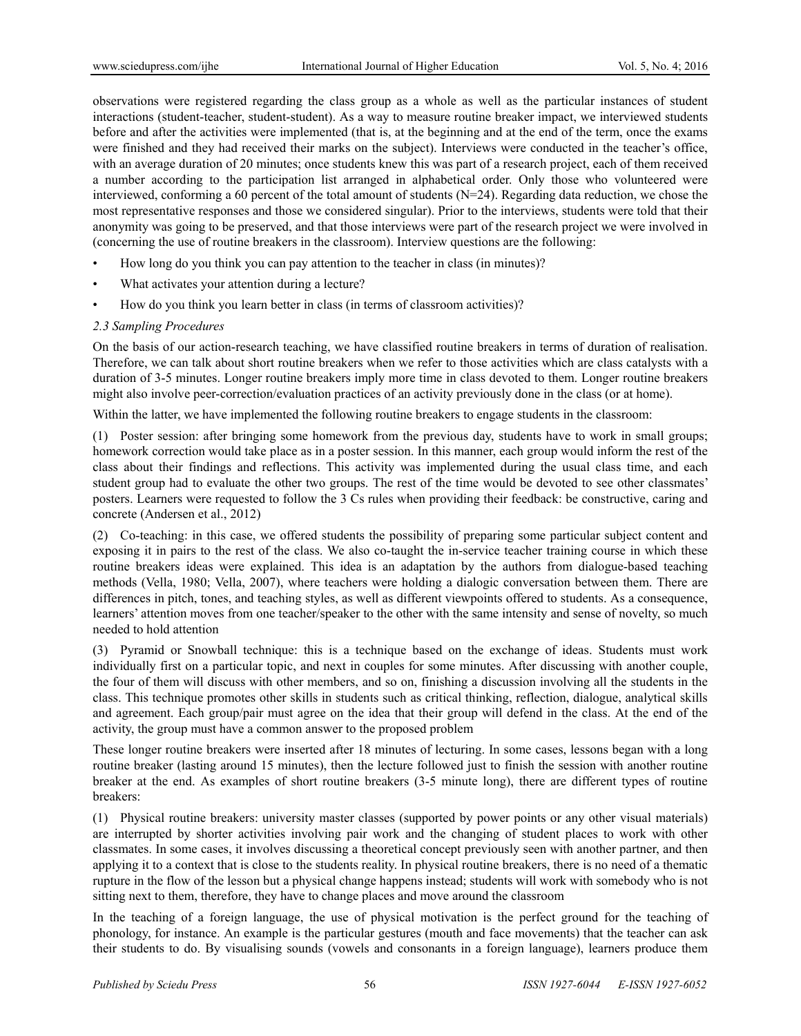observations were registered regarding the class group as a whole as well as the particular instances of student interactions (student-teacher, student-student). As a way to measure routine breaker impact, we interviewed students before and after the activities were implemented (that is, at the beginning and at the end of the term, once the exams were finished and they had received their marks on the subject). Interviews were conducted in the teacher's office, with an average duration of 20 minutes; once students knew this was part of a research project, each of them received a number according to the participation list arranged in alphabetical order. Only those who volunteered were interviewed, conforming a 60 percent of the total amount of students (N=24). Regarding data reduction, we chose the most representative responses and those we considered singular). Prior to the interviews, students were told that their anonymity was going to be preserved, and that those interviews were part of the research project we were involved in (concerning the use of routine breakers in the classroom). Interview questions are the following:

- How long do you think you can pay attention to the teacher in class (in minutes)?
- What activates your attention during a lecture?
- How do you think you learn better in class (in terms of classroom activities)?

### *2.3 Sampling Procedures*

On the basis of our action-research teaching, we have classified routine breakers in terms of duration of realisation. Therefore, we can talk about short routine breakers when we refer to those activities which are class catalysts with a duration of 3-5 minutes. Longer routine breakers imply more time in class devoted to them. Longer routine breakers might also involve peer-correction/evaluation practices of an activity previously done in the class (or at home).

Within the latter, we have implemented the following routine breakers to engage students in the classroom:

(1) Poster session: after bringing some homework from the previous day, students have to work in small groups; homework correction would take place as in a poster session. In this manner, each group would inform the rest of the class about their findings and reflections. This activity was implemented during the usual class time, and each student group had to evaluate the other two groups. The rest of the time would be devoted to see other classmates' posters. Learners were requested to follow the 3 Cs rules when providing their feedback: be constructive, caring and concrete (Andersen et al., 2012)

(2) Co-teaching: in this case, we offered students the possibility of preparing some particular subject content and exposing it in pairs to the rest of the class. We also co-taught the in-service teacher training course in which these routine breakers ideas were explained. This idea is an adaptation by the authors from dialogue-based teaching methods (Vella, 1980; Vella, 2007), where teachers were holding a dialogic conversation between them. There are differences in pitch, tones, and teaching styles, as well as different viewpoints offered to students. As a consequence, learners' attention moves from one teacher/speaker to the other with the same intensity and sense of novelty, so much needed to hold attention

(3) Pyramid or Snowball technique: this is a technique based on the exchange of ideas. Students must work individually first on a particular topic, and next in couples for some minutes. After discussing with another couple, the four of them will discuss with other members, and so on, finishing a discussion involving all the students in the class. This technique promotes other skills in students such as critical thinking, reflection, dialogue, analytical skills and agreement. Each group/pair must agree on the idea that their group will defend in the class. At the end of the activity, the group must have a common answer to the proposed problem

These longer routine breakers were inserted after 18 minutes of lecturing. In some cases, lessons began with a long routine breaker (lasting around 15 minutes), then the lecture followed just to finish the session with another routine breaker at the end. As examples of short routine breakers (3-5 minute long), there are different types of routine breakers:

(1) Physical routine breakers: university master classes (supported by power points or any other visual materials) are interrupted by shorter activities involving pair work and the changing of student places to work with other classmates. In some cases, it involves discussing a theoretical concept previously seen with another partner, and then applying it to a context that is close to the students reality. In physical routine breakers, there is no need of a thematic rupture in the flow of the lesson but a physical change happens instead; students will work with somebody who is not sitting next to them, therefore, they have to change places and move around the classroom

In the teaching of a foreign language, the use of physical motivation is the perfect ground for the teaching of phonology, for instance. An example is the particular gestures (mouth and face movements) that the teacher can ask their students to do. By visualising sounds (vowels and consonants in a foreign language), learners produce them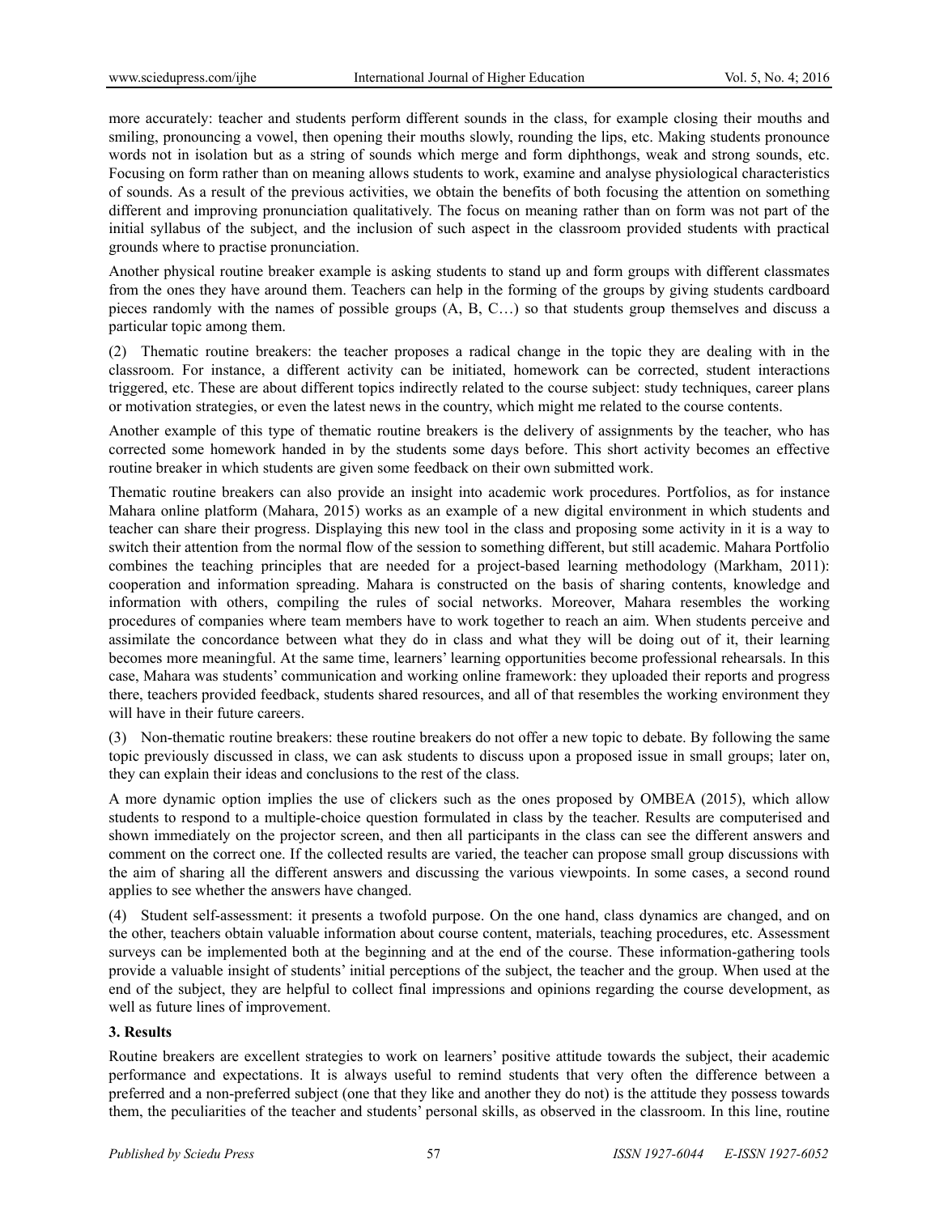more accurately: teacher and students perform different sounds in the class, for example closing their mouths and smiling, pronouncing a vowel, then opening their mouths slowly, rounding the lips, etc. Making students pronounce words not in isolation but as a string of sounds which merge and form diphthongs, weak and strong sounds, etc. Focusing on form rather than on meaning allows students to work, examine and analyse physiological characteristics of sounds. As a result of the previous activities, we obtain the benefits of both focusing the attention on something different and improving pronunciation qualitatively. The focus on meaning rather than on form was not part of the initial syllabus of the subject, and the inclusion of such aspect in the classroom provided students with practical grounds where to practise pronunciation.

Another physical routine breaker example is asking students to stand up and form groups with different classmates from the ones they have around them. Teachers can help in the forming of the groups by giving students cardboard pieces randomly with the names of possible groups (A, B, C…) so that students group themselves and discuss a particular topic among them.

(2) Thematic routine breakers: the teacher proposes a radical change in the topic they are dealing with in the classroom. For instance, a different activity can be initiated, homework can be corrected, student interactions triggered, etc. These are about different topics indirectly related to the course subject: study techniques, career plans or motivation strategies, or even the latest news in the country, which might me related to the course contents.

Another example of this type of thematic routine breakers is the delivery of assignments by the teacher, who has corrected some homework handed in by the students some days before. This short activity becomes an effective routine breaker in which students are given some feedback on their own submitted work.

Thematic routine breakers can also provide an insight into academic work procedures. Portfolios, as for instance Mahara online platform (Mahara, 2015) works as an example of a new digital environment in which students and teacher can share their progress. Displaying this new tool in the class and proposing some activity in it is a way to switch their attention from the normal flow of the session to something different, but still academic. Mahara Portfolio combines the teaching principles that are needed for a project-based learning methodology (Markham, 2011): cooperation and information spreading. Mahara is constructed on the basis of sharing contents, knowledge and information with others, compiling the rules of social networks. Moreover, Mahara resembles the working procedures of companies where team members have to work together to reach an aim. When students perceive and assimilate the concordance between what they do in class and what they will be doing out of it, their learning becomes more meaningful. At the same time, learners' learning opportunities become professional rehearsals. In this case, Mahara was students' communication and working online framework: they uploaded their reports and progress there, teachers provided feedback, students shared resources, and all of that resembles the working environment they will have in their future careers.

(3) Non-thematic routine breakers: these routine breakers do not offer a new topic to debate. By following the same topic previously discussed in class, we can ask students to discuss upon a proposed issue in small groups; later on, they can explain their ideas and conclusions to the rest of the class.

A more dynamic option implies the use of clickers such as the ones proposed by OMBEA (2015), which allow students to respond to a multiple-choice question formulated in class by the teacher. Results are computerised and shown immediately on the projector screen, and then all participants in the class can see the different answers and comment on the correct one. If the collected results are varied, the teacher can propose small group discussions with the aim of sharing all the different answers and discussing the various viewpoints. In some cases, a second round applies to see whether the answers have changed.

(4) Student self-assessment: it presents a twofold purpose. On the one hand, class dynamics are changed, and on the other, teachers obtain valuable information about course content, materials, teaching procedures, etc. Assessment surveys can be implemented both at the beginning and at the end of the course. These information-gathering tools provide a valuable insight of students' initial perceptions of the subject, the teacher and the group. When used at the end of the subject, they are helpful to collect final impressions and opinions regarding the course development, as well as future lines of improvement.

### 3. Results

Routine breakers are excellent strategies to work on learners' positive attitude towards the subject, their academic performance and expectations. It is always useful to remind students that very often the difference between a preferred and a non-preferred subject (one that they like and another they do not) is the attitude they possess towards them, the peculiarities of the teacher and students' personal skills, as observed in the classroom. In this line, routine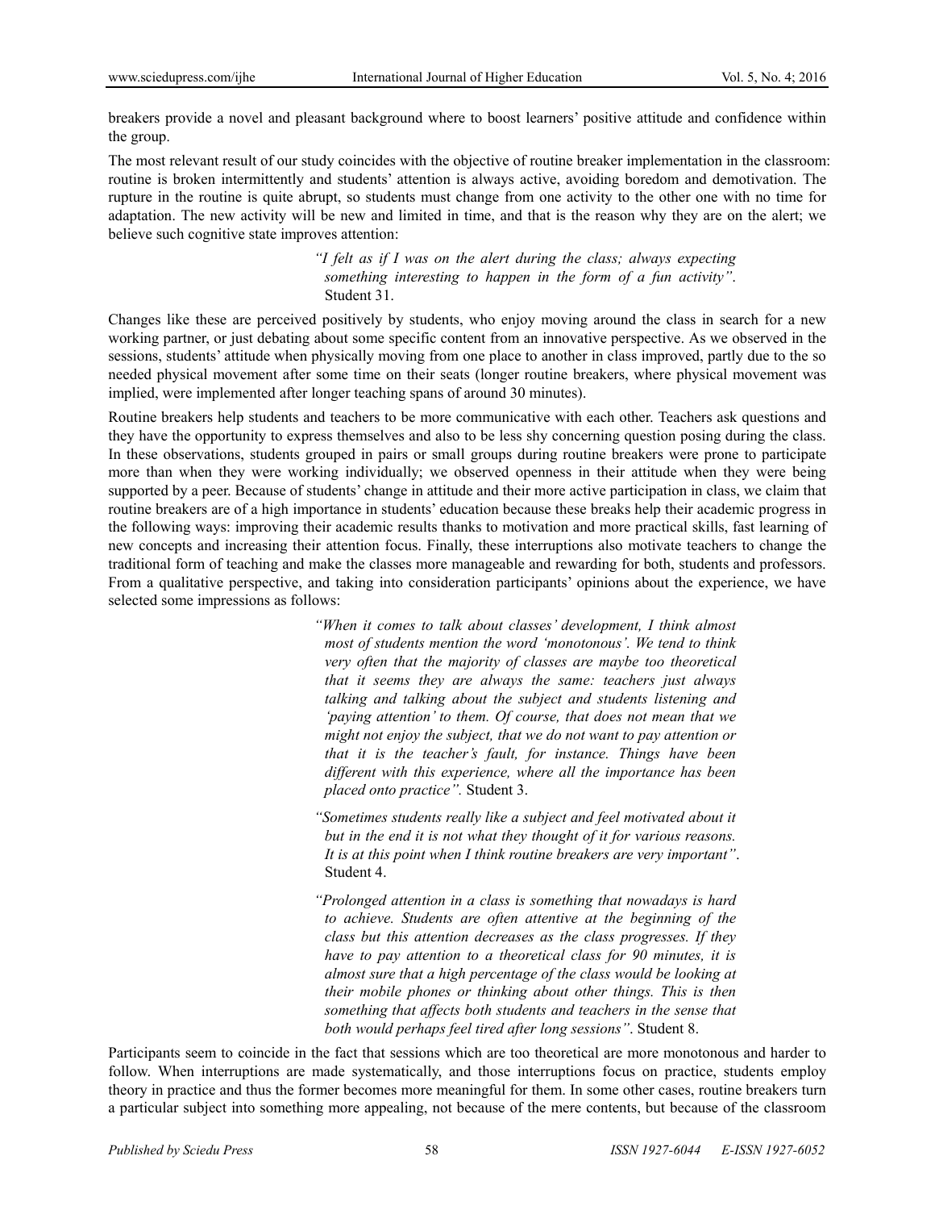breakers provide a novel and pleasant background where to boost learners' positive attitude and confidence within the group.

The most relevant result of our study coincides with the objective of routine breaker implementation in the classroom: routine is broken intermittently and students' attention is always active, avoiding boredom and demotivation. The rupture in the routine is quite abrupt, so students must change from one activity to the other one with no time for adaptation. The new activity will be new and limited in time, and that is the reason why they are on the alert; we believe such cognitive state improves attention:

> *"I felt as if I was on the alert during the class; always expecting something interesting to happen in the form of a fun activity".* Student 31.

Changes like these are perceived positively by students, who enjoy moving around the class in search for a new working partner, or just debating about some specific content from an innovative perspective. As we observed in the sessions, students' attitude when physically moving from one place to another in class improved, partly due to the so needed physical movement after some time on their seats (longer routine breakers, where physical movement was implied, were implemented after longer teaching spans of around 30 minutes).

Routine breakers help students and teachers to be more communicative with each other. Teachers ask questions and they have the opportunity to express themselves and also to be less shy concerning question posing during the class. In these observations, students grouped in pairs or small groups during routine breakers were prone to participate more than when they were working individually; we observed openness in their attitude when they were being supported by a peer. Because of students' change in attitude and their more active participation in class, we claim that routine breakers are of a high importance in students' education because these breaks help their academic progress in the following ways: improving their academic results thanks to motivation and more practical skills, fast learning of new concepts and increasing their attention focus. Finally, these interruptions also motivate teachers to change the traditional form of teaching and make the classes more manageable and rewarding for both, students and professors. From a qualitative perspective, and taking into consideration participants' opinions about the experience, we have selected some impressions as follows:

> *"When it comes to talk about classes' development, I think almost most of students mention the word 'monotonous'. We tend to think very often that the majority of classes are maybe too theoretical that it seems they are always the same: teachers just always talking and talking about the subject and students listening and 'paying attention' to them. Of course, that does not mean that we might not enjoy the subject, that we do not want to pay attention or that it is the teacher's fault, for instance. Things have been different with this experience, where all the importance has been placed onto practice".* Student 3.

> *"Sometimes students really like a subject and feel motivated about it but in the end it is not what they thought of it for various reasons. It is at this point when I think routine breakers are very important".* Student 4.

> *"Prolonged attention in a class is something that nowadays is hard to achieve. Students are often attentive at the beginning of the class but this attention decreases as the class progresses. If they have to pay attention to a theoretical class for 90 minutes, it is almost sure that a high percentage of the class would be looking at their mobile phones or thinking about other things. This is then something that affects both students and teachers in the sense that both would perhaps feel tired after long sessions".* Student 8.

Participants seem to coincide in the fact that sessions which are too theoretical are more monotonous and harder to follow. When interruptions are made systematically, and those interruptions focus on practice, students employ theory in practice and thus the former becomes more meaningful for them. In some other cases, routine breakers turn a particular subject into something more appealing, not because of the mere contents, but because of the classroom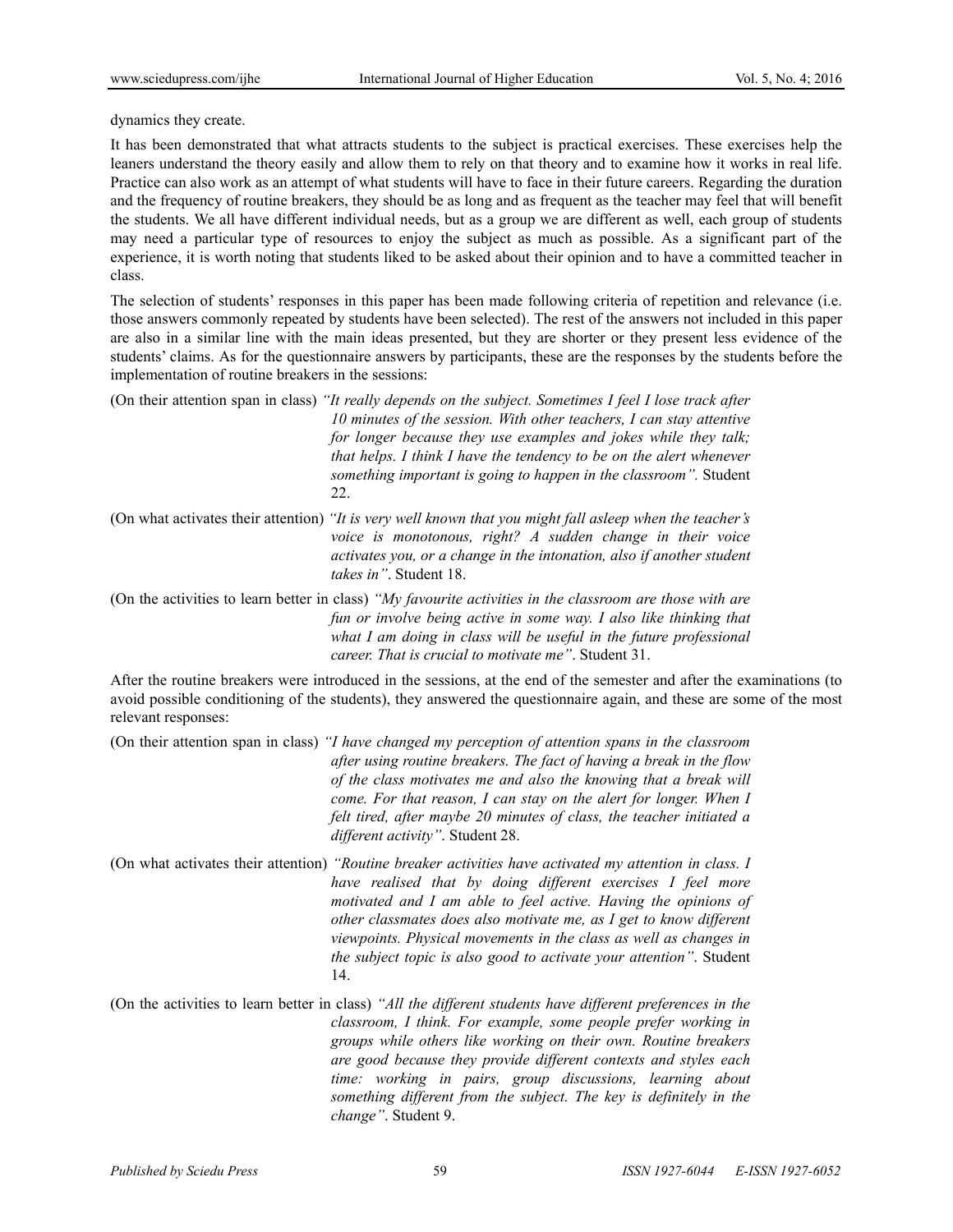dynamics they create.

It has been demonstrated that what attracts students to the subject is practical exercises. These exercises help the leaners understand the theory easily and allow them to rely on that theory and to examine how it works in real life. Practice can also work as an attempt of what students will have to face in their future careers. Regarding the duration and the frequency of routine breakers, they should be as long and as frequent as the teacher may feel that will benefit the students. We all have different individual needs, but as a group we are different as well, each group of students may need a particular type of resources to enjoy the subject as much as possible. As a significant part of the experience, it is worth noting that students liked to be asked about their opinion and to have a committed teacher in class.

The selection of students' responses in this paper has been made following criteria of repetition and relevance (i.e. those answers commonly repeated by students have been selected). The rest of the answers not included in this paper are also in a similar line with the main ideas presented, but they are shorter or they present less evidence of the students' claims. As for the questionnaire answers by participants, these are the responses by the students before the implementation of routine breakers in the sessions:

(On their attention span in class) *"It really depends on the subject. Sometimes I feel I lose track after 10 minutes of the session. With other teachers, I can stay attentive for longer because they use examples and jokes while they talk; that helps. I think I have the tendency to be on the alert whenever something important is going to happen in the classroom".* Student 22.

(On what activates their attention) *"It is very well known that you might fall asleep when the teacher's voice is monotonous, right? A sudden change in their voice activates you, or a change in the intonation, also if another student takes in"*. Student 18.

(On the activities to learn better in class) *"My favourite activities in the classroom are those with are fun or involve being active in some way. I also like thinking that what I am doing in class will be useful in the future professional career. That is crucial to motivate me"*. Student 31.

After the routine breakers were introduced in the sessions, at the end of the semester and after the examinations (to avoid possible conditioning of the students), they answered the questionnaire again, and these are some of the most relevant responses:

(On their attention span in class) *"I have changed my perception of attention spans in the classroom after using routine breakers. The fact of having a break in the flow of the class motivates me and also the knowing that a break will come. For that reason, I can stay on the alert for longer. When I felt tired, after maybe 20 minutes of class, the teacher initiated a different activity"*. Student 28.

(On what activates their attention) *"Routine breaker activities have activated my attention in class. I have realised that by doing different exercises I feel more motivated and I am able to feel active. Having the opinions of other classmates does also motivate me, as I get to know different viewpoints. Physical movements in the class as well as changes in the subject topic is also good to activate your attention"*. Student 14.

(On the activities to learn better in class) *"All the different students have different preferences in the classroom, I think. For example, some people prefer working in groups while others like working on their own. Routine breakers are good because they provide different contexts and styles each time: working in pairs, group discussions, learning about something different from the subject. The key is definitely in the change"*. Student 9.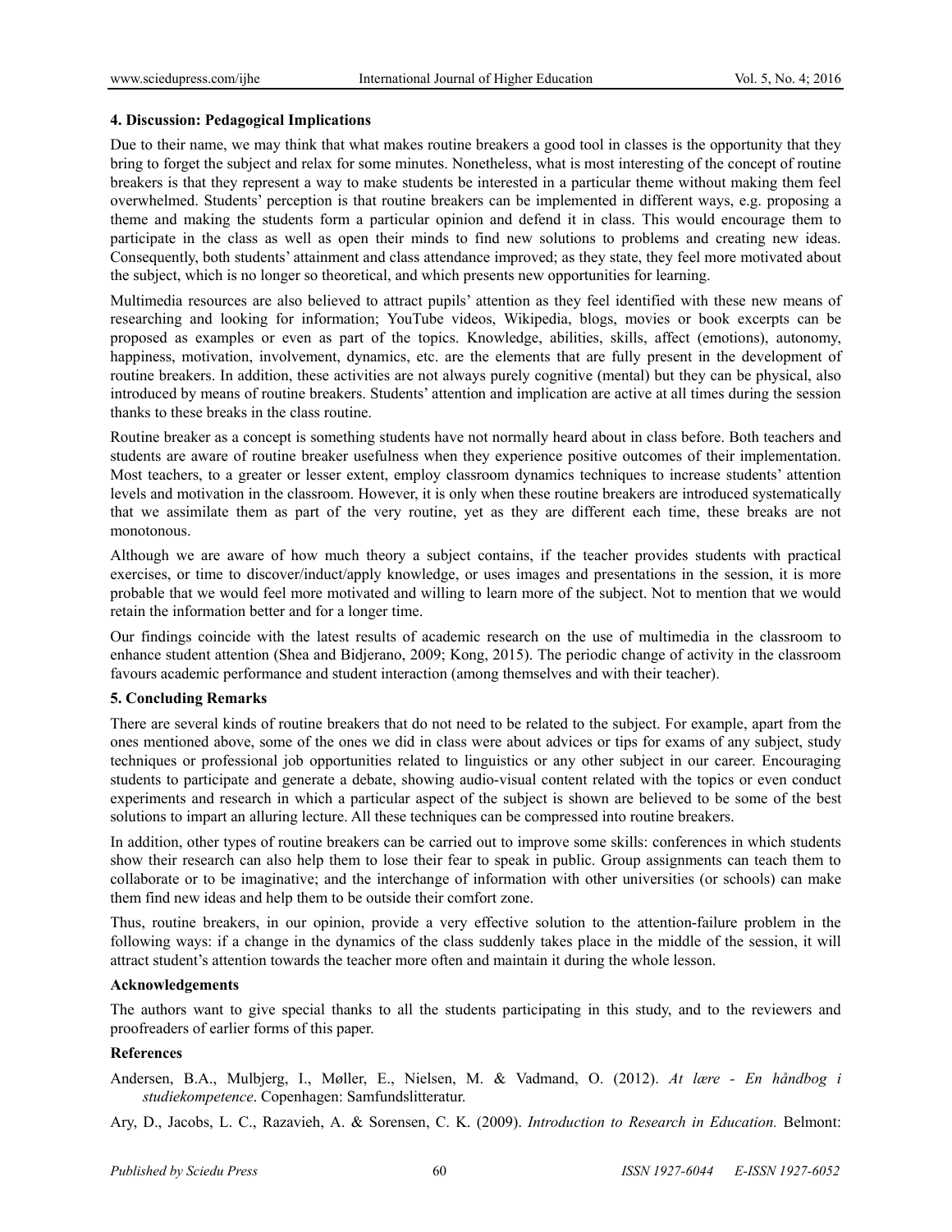## 4. Discussion: Pedagogical Implications

Due to their name, we may think that what makes routine breakers a good tool in classes is the opportunity that they bring to forget the subject and relax for some minutes. Nonetheless, what is most interesting of the concept of routine breakers is that they represent a way to make students be interested in a particular theme without making them feel overwhelmed. Students' perception is that routine breakers can be implemented in different ways, e.g. proposing a theme and making the students form a particular opinion and defend it in class. This would encourage them to participate in the class as well as open their minds to find new solutions to problems and creating new ideas. Consequently, both students' attainment and class attendance improved; as they state, they feel more motivated about the subject, which is no longer so theoretical, and which presents new opportunities for learning.

Multimedia resources are also believed to attract pupils' attention as they feel identified with these new means of researching and looking for information; YouTube videos, Wikipedia, blogs, movies or book excerpts can be proposed as examples or even as part of the topics. Knowledge, abilities, skills, affect (emotions), autonomy, happiness, motivation, involvement, dynamics, etc. are the elements that are fully present in the development of routine breakers. In addition, these activities are not always purely cognitive (mental) but they can be physical, also introduced by means of routine breakers. Students' attention and implication are active at all times during the session thanks to these breaks in the class routine.

Routine breaker as a concept is something students have not normally heard about in class before. Both teachers and students are aware of routine breaker usefulness when they experience positive outcomes of their implementation. Most teachers, to a greater or lesser extent, employ classroom dynamics techniques to increase students' attention levels and motivation in the classroom. However, it is only when these routine breakers are introduced systematically that we assimilate them as part of the very routine, yet as they are different each time, these breaks are not monotonous.

Although we are aware of how much theory a subject contains, if the teacher provides students with practical exercises, or time to discover/induct/apply knowledge, or uses images and presentations in the session, it is more probable that we would feel more motivated and willing to learn more of the subject. Not to mention that we would retain the information better and for a longer time.

Our findings coincide with the latest results of academic research on the use of multimedia in the classroom to enhance student attention (Shea and Bidjerano, 2009; Kong, 2015). The periodic change of activity in the classroom favours academic performance and student interaction (among themselves and with their teacher).

## 5. Concluding Remarks

There are several kinds of routine breakers that do not need to be related to the subject. For example, apart from the ones mentioned above, some of the ones we did in class were about advices or tips for exams of any subject, study techniques or professional job opportunities related to linguistics or any other subject in our career. Encouraging students to participate and generate a debate, showing audio-visual content related with the topics or even conduct experiments and research in which a particular aspect of the subject is shown are believed to be some of the best solutions to impart an alluring lecture. All these techniques can be compressed into routine breakers.

In addition, other types of routine breakers can be carried out to improve some skills: conferences in which students show their research can also help them to lose their fear to speak in public. Group assignments can teach them to collaborate or to be imaginative; and the interchange of information with other universities (or schools) can make them find new ideas and help them to be outside their comfort zone.

Thus, routine breakers, in our opinion, provide a very effective solution to the attention-failure problem in the following ways: if a change in the dynamics of the class suddenly takes place in the middle of the session, it will attract student's attention towards the teacher more often and maintain it during the whole lesson.

## Acknowledgements

The authors want to give special thanks to all the students participating in this study, and to the reviewers and proofreaders of earlier forms of this paper.

## References

Andersen, B.A., Mulbjerg, I., Møller, E., Nielsen, M. & Vadmand, O. (2012). *At lære - En håndbog i studiekompetence*. Copenhagen: Samfundslitteratur.

Ary, D., Jacobs, L. C., Razavieh, A. & Sorensen, C. K. (2009). *Introduction to Research in Education.* Belmont: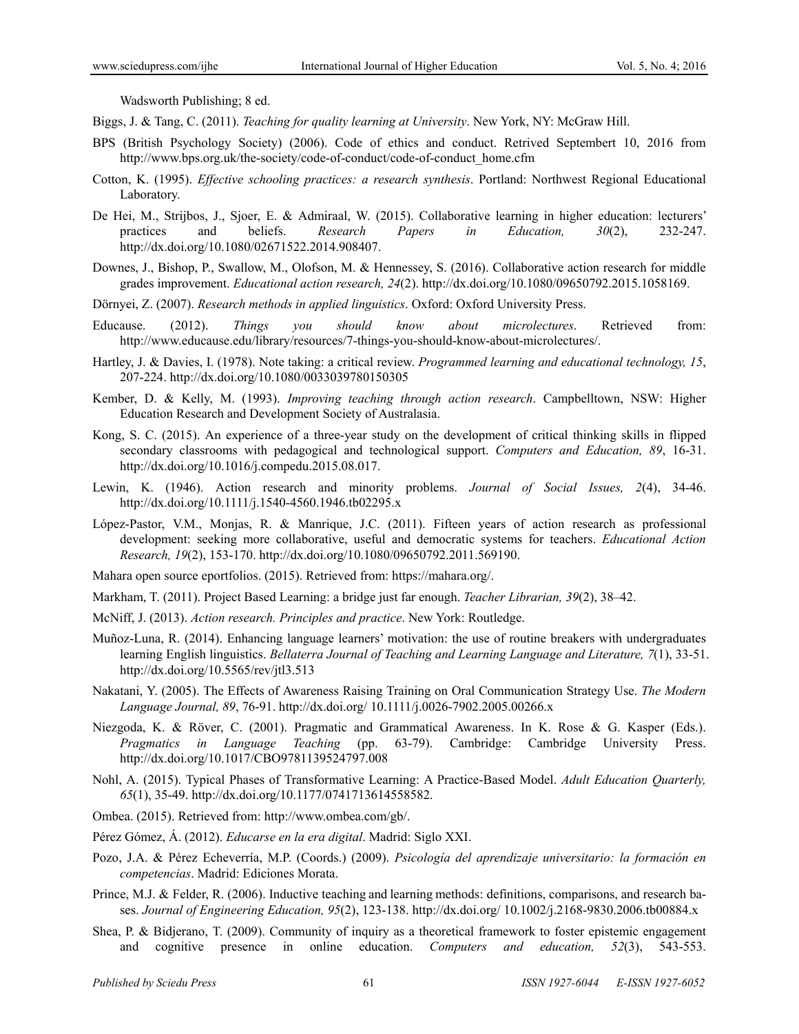Wadsworth Publishing; 8 ed.

Biggs, J. & Tang, C. (2011). *Teaching for quality learning at University*. New York, NY: McGraw Hill.

BPS (British Psychology Society) (2006). Code of ethics and conduct. Retrived Septembert 10, 2016 from http://www.bps.org.uk/the-society/code-of-conduct/code-of-conduct_home.cfm

Cotton, K. (1995). *Effective schooling practices: a research synthesis*. Portland: Northwest Regional Educational Laboratory.

De Hei, M., Strijbos, J., Sjoer, E. & Admiraal, W. (2015). Collaborative learning in higher education: lecturers' practices and beliefs. *Research Papers in Education, 30*(2), 232-247. http://dx.doi.org/10.1080/02671522.2014.908407.

Downes, J., Bishop, P., Swallow, M., Olofson, M. & Hennessey, S. (2016). Collaborative action research for middle grades improvement. *Educational action research, 24*(2). http://dx.doi.org/10.1080/09650792.2015.1058169.

Dörnyei, Z. (2007). *Research methods in applied linguistics*. Oxford: Oxford University Press.

Educause. (2012). *Things you should know about microlectures*. Retrieved from: http://www.educause.edu/library/resources/7-things-you-should-know-about-microlectures/.

Hartley, J. & Davies, I. (1978). Note taking: a critical review. *Programmed learning and educational technology, 15*, 207-224. http://dx.doi.org/10.1080/0033039780150305

Kember, D. & Kelly, M. (1993). *Improving teaching through action research*. Campbelltown, NSW: Higher Education Research and Development Society of Australasia.

Kong, S. C. (2015). An experience of a three-year study on the development of critical thinking skills in flipped secondary classrooms with pedagogical and technological support. *Computers and Education, 89*, 16-31. http://dx.doi.org/10.1016/j.compedu.2015.08.017.

Lewin, K. (1946). Action research and minority problems. *Journal of Social Issues, 2*(4), 34-46. http://dx.doi.org/10.1111/j.1540-4560.1946.tb02295.x

López-Pastor, V.M., Monjas, R. & Manrique, J.C. (2011). Fifteen years of action research as professional development: seeking more collaborative, useful and democratic systems for teachers. *Educational Action Research, 19*(2), 153-170. http://dx.doi.org/10.1080/09650792.2011.569190.

Mahara open source eportfolios. (2015). Retrieved from: https://mahara.org/.

Markham, T. (2011). Project Based Learning: a bridge just far enough. *Teacher Librarian, 39*(2), 38–42.

McNiff, J. (2013). *Action research. Principles and practice*. New York: Routledge.

Muñoz-Luna, R. (2014). Enhancing language learners' motivation: the use of routine breakers with undergraduates learning English linguistics. *Bellaterra Journal of Teaching and Learning Language and Literature, 7*(1), 33-51. http://dx.doi.org/10.5565/rev/jtl3.513

Nakatani, Y. (2005). The Effects of Awareness Raising Training on Oral Communication Strategy Use. *The Modern Language Journal, 89*, 76-91. http://dx.doi.org/ 10.1111/j.0026-7902.2005.00266.x

Niezgoda, K. & Röver, C. (2001). Pragmatic and Grammatical Awareness. In K. Rose & G. Kasper (Eds.). *Pragmatics in Language Teaching* (pp. 63-79). Cambridge: Cambridge University Press. http://dx.doi.org/10.1017/CBO9781139524797.008

Nohl, A. (2015). Typical Phases of Transformative Learning: A Practice-Based Model. *Adult Education Quarterly, 65*(1), 35-49. http://dx.doi.org/10.1177/0741713614558582.

Ombea. (2015). Retrieved from: http://www.ombea.com/gb/.

Pérez Gómez, Á. (2012). *Educarse en la era digital*. Madrid: Siglo XXI.

Pozo, J.A. & Pérez Echeverría, M.P. (Coords.) (2009). *Psicología del aprendizaje universitario: la formación en competencias*. Madrid: Ediciones Morata.

Prince, M.J. & Felder, R. (2006). Inductive teaching and learning methods: definitions, comparisons, and research bases. *Journal of Engineering Education, 95*(2), 123-138. http://dx.doi.org/ 10.1002/j.2168-9830.2006.tb00884.x

Shea, P. & Bidjerano, T. (2009). Community of inquiry as a theoretical framework to foster epistemic engagement and cognitive presence in online education. *Computers and education, 52*(3), 543-553.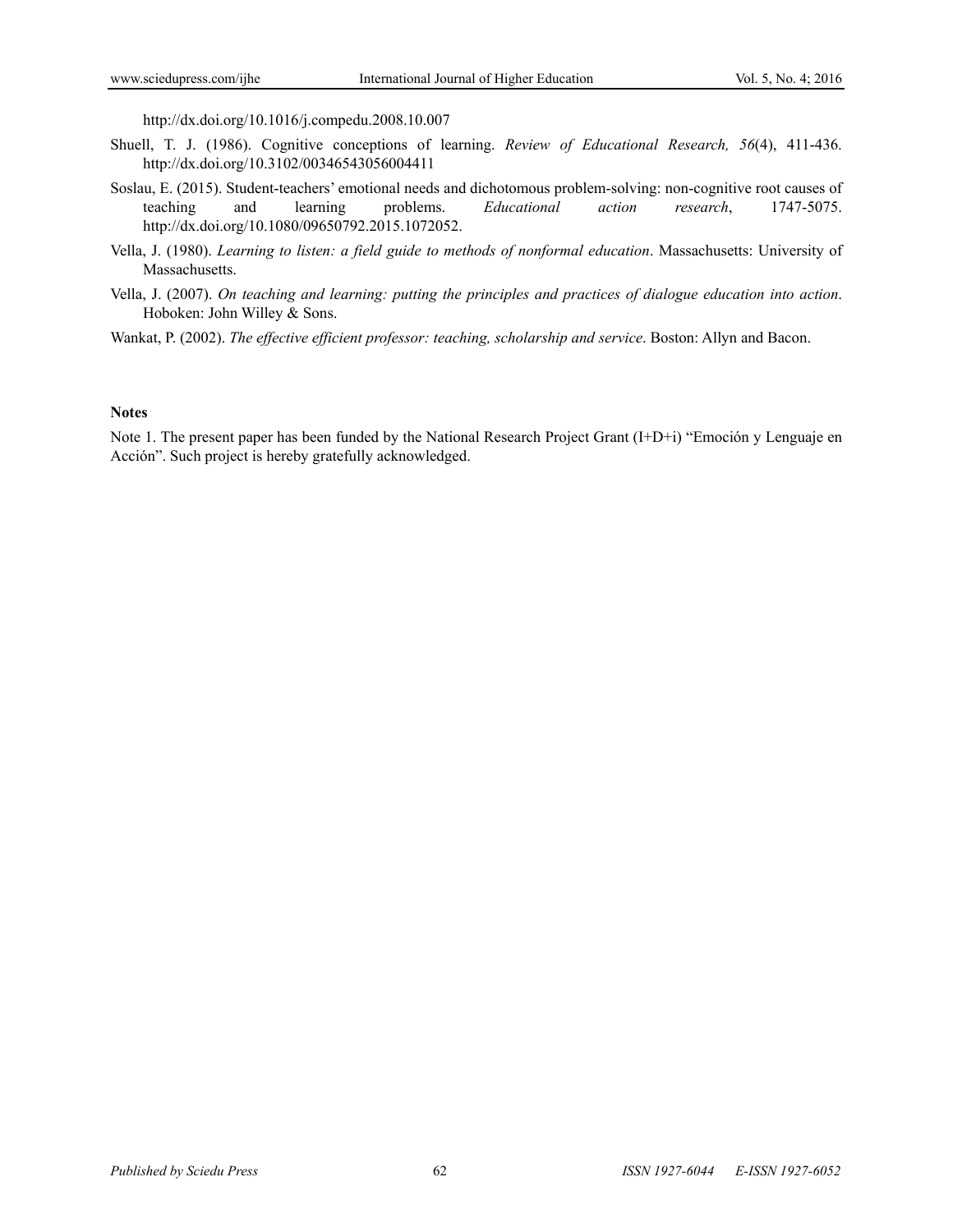http://dx.doi.org/10.1016/j.compedu.2008.10.007

Shuell, T. J. (1986). Cognitive conceptions of learning. *Review of Educational Research, 56*(4), 411-436. http://dx.doi.org/10.3102/00346543056004411

Soslau, E. (2015). Student-teachers' emotional needs and dichotomous problem-solving: non-cognitive root causes of teaching and learning problems. *Educational action research*, 1747-5075. http://dx.doi.org/10.1080/09650792.2015.1072052.

Vella, J. (1980). *Learning to listen: a field guide to methods of nonformal education*. Massachusetts: University of Massachusetts.

Vella, J. (2007). *On teaching and learning: putting the principles and practices of dialogue education into action*. Hoboken: John Willey & Sons.

Wankat, P. (2002). *The effective efficient professor: teaching, scholarship and service*. Boston: Allyn and Bacon.

**Notes**

Note 1. The present paper has been funded by the National Research Project Grant (I+D+i) "Emoción y Lenguaje en Acción". Such project is hereby gratefully acknowledged.